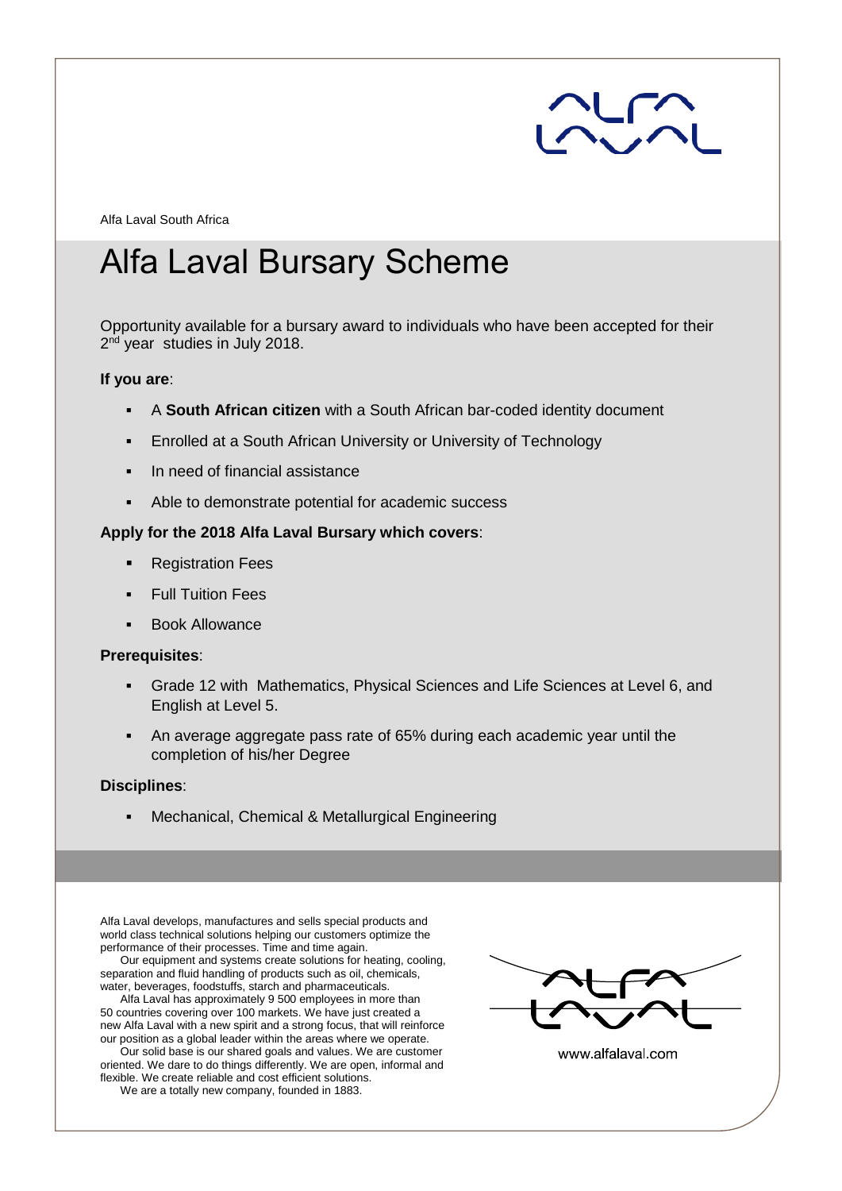Alfa Laval South Africa

# Alfa Laval Bursary Scheme

Opportunity available for a bursary award to individuals who have been accepted for their 2nd year studies in July 2018.

**If you are**:

- A **South African citizen** with a South African bar-coded identity document
- Enrolled at a South African University or University of Technology
- In need of financial assistance
- Able to demonstrate potential for academic success

**Apply for the 2018 Alfa Laval Bursary which covers**:

- Registration Fees
- Full Tuition Fees
- Book Allowance

**Prerequisites**:

- Grade 12 with Mathematics, Physical Sciences and Life Sciences at Level 6, and English at Level 5.
- An average aggregate pass rate of 65% during each academic year until the completion of his/her Degree

**Disciplines**:

- Mechanical, Chemical & Metallurgical Engineering

Alfa Laval develops, manufactures and sells special products and world class technical solutions helping our customers optimize the performance of their processes. Time and time again.

Our equipment and systems create solutions for heating, cooling, separation and fluid handling of products such as oil, chemicals, water, beverages, foodstuffs, starch and pharmaceuticals.

Alfa Laval has approximately 9 500 employees in more than 50 countries covering over 100 markets. We have just created a new Alfa Laval with a new spirit and a strong focus, that will reinforce our position as a global leader within the areas where we operate.

Our solid base is our shared goals and values. We are customer oriented. We dare to do things differently. We are open, informal and flexible. We create reliable and cost efficient solutions.

We are a totally new company, founded in 1883.

www.alfalaval.com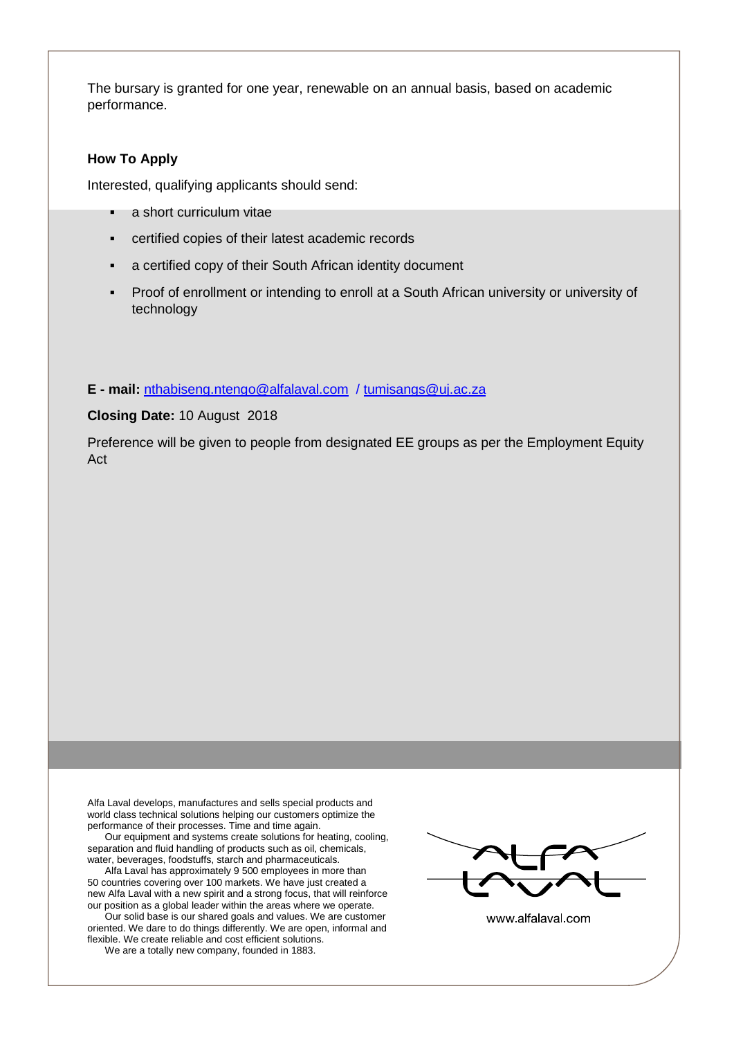The bursary is granted for one year, renewable on an annual basis, based on academic performance.

**How To Apply**

Interested, qualifying applicants should send:

- a short curriculum vitae
- certified copies of their latest academic records
- a certified copy of their South African identity document
- Proof of enrollment or intending to enroll at a South African university or university of technology

**E - mail:** nthabiseng.ntengo@alfalaval.com / tumisangs@uj.ac.za

**Closing Date:** 10 August 2018

Preference will be given to people from designated EE groups as per the Employment Equity Act

Alfa Laval develops, manufactures and sells special products and world class technical solutions helping our customers optimize the performance of their processes. Time and time again.

Our equipment and systems create solutions for heating, cooling, separation and fluid handling of products such as oil, chemicals, water, beverages, foodstuffs, starch and pharmaceuticals.

Alfa Laval has approximately 9 500 employees in more than 50 countries covering over 100 markets. We have just created a new Alfa Laval with a new spirit and a strong focus, that will reinforce our position as a global leader within the areas where we operate.

Our solid base is our shared goals and values. We are customer oriented. We dare to do things differently. We are open, informal and flexible. We create reliable and cost efficient solutions.

We are a totally new company, founded in 1883.

ALFA LAVAL

www.alfalaval.com